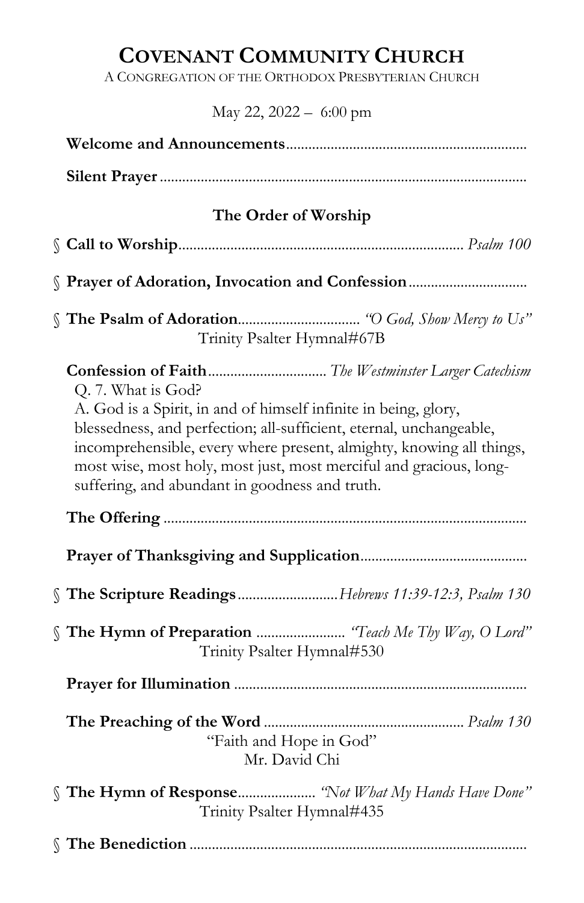# Covenant Community Church

A Congregation of the Orthodox Presbyterian Church

May 22, 2022 – 6:00 pm

**Welcome and Announcements**

**Silent Prayer**

## The Order of Worship

§ **Call to Worship** ........ *Psalm 100*

§ **Prayer of Adoration, Invocation and Confession**

§ **The Psalm of Adoration** ........ *"O God, Show Mercy to Us"*
Trinity Psalter Hymnal#67B

**Confession of Faith** ........ *The Westminster Larger Catechism*

Q. 7. What is God?

A. God is a Spirit, in and of himself infinite in being, glory, blessedness, and perfection; all-sufficient, eternal, unchangeable, incomprehensible, every where present, almighty, knowing all things, most wise, most holy, most just, most merciful and gracious, long-suffering, and abundant in goodness and truth.

**The Offering**

**Prayer of Thanksgiving and Supplication**

§ **The Scripture Readings** ........ *Hebrews 11:39-12:3, Psalm 130*

§ **The Hymn of Preparation** ........ *"Teach Me Thy Way, O Lord"*
Trinity Psalter Hymnal#530

**Prayer for Illumination**

**The Preaching of the Word** ........ *Psalm 130*
"Faith and Hope in God"
Mr. David Chi

§ **The Hymn of Response** ........ *"Not What My Hands Have Done"*
Trinity Psalter Hymnal#435

§ **The Benediction**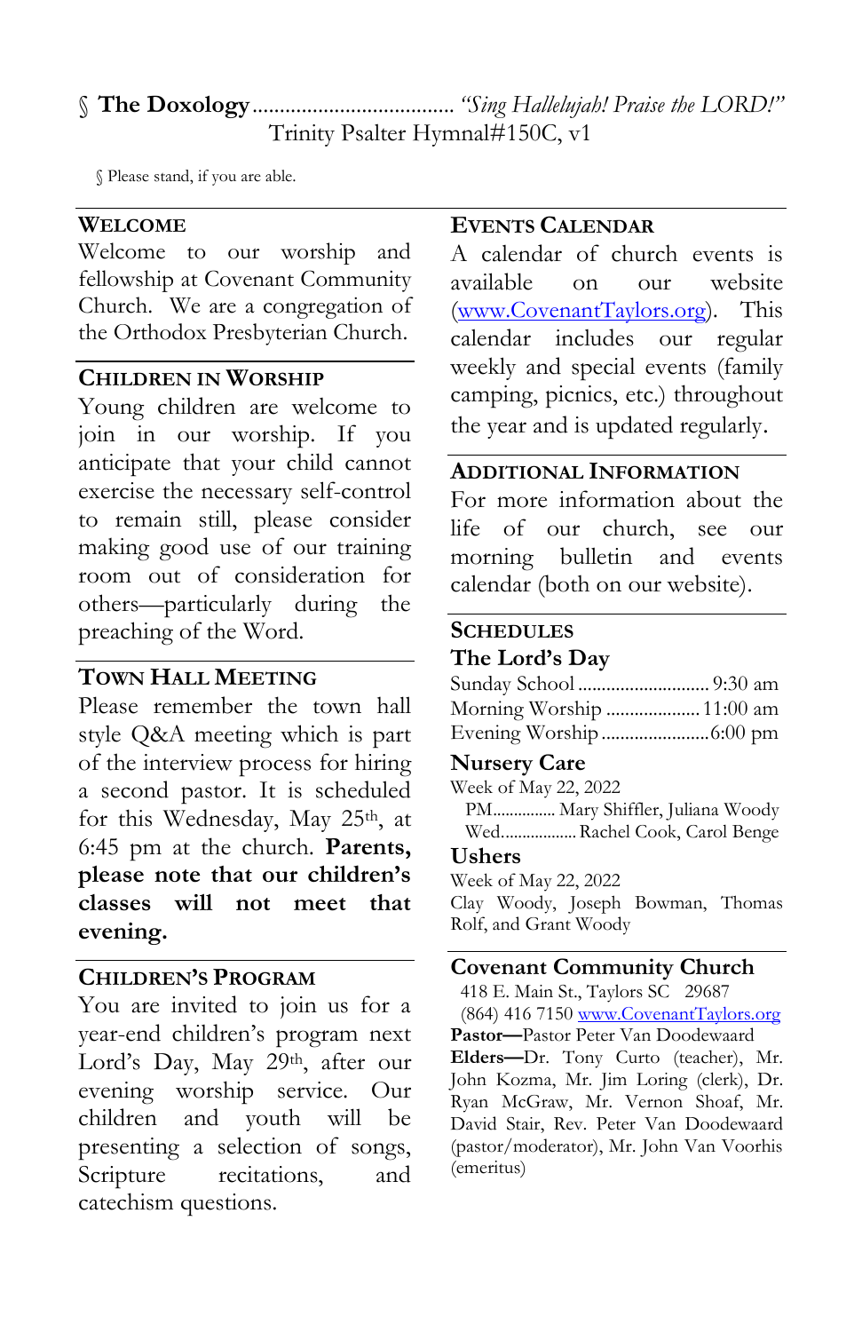§ **The Doxology** ..................................... *"Sing Hallelujah! Praise the LORD!"*
Trinity Psalter Hymnal#150C, v1

§ Please stand, if you are able.

## WELCOME

Welcome to our worship and fellowship at Covenant Community Church. We are a congregation of the Orthodox Presbyterian Church.

## CHILDREN IN WORSHIP

Young children are welcome to join in our worship. If you anticipate that your child cannot exercise the necessary self-control to remain still, please consider making good use of our training room out of consideration for others—particularly during the preaching of the Word.

## TOWN HALL MEETING

Please remember the town hall style Q&A meeting which is part of the interview process for hiring a second pastor. It is scheduled for this Wednesday, May 25th, at 6:45 pm at the church. **Parents, please note that our children's classes will not meet that evening.**

## CHILDREN'S PROGRAM

You are invited to join us for a year-end children's program next Lord's Day, May 29th, after our evening worship service. Our children and youth will be presenting a selection of songs, Scripture recitations, and catechism questions.

## EVENTS CALENDAR

A calendar of church events is available on our website (www.CovenantTaylors.org). This calendar includes our regular weekly and special events (family camping, picnics, etc.) throughout the year and is updated regularly.

## ADDITIONAL INFORMATION

For more information about the life of our church, see our morning bulletin and events calendar (both on our website).

## SCHEDULES

### The Lord's Day

Sunday School ........................... 9:30 am
Morning Worship .................... 11:00 am
Evening Worship ........................ 6:00 pm

### Nursery Care

Week of May 22, 2022
PM.............. Mary Shiffler, Juliana Woody
Wed................. Rachel Cook, Carol Benge

### Ushers

Week of May 22, 2022
Clay Woody, Joseph Bowman, Thomas Rolf, and Grant Woody

### Covenant Community Church

418 E. Main St., Taylors SC 29687
(864) 416 7150 www.CovenantTaylors.org

**Pastor—**Pastor Peter Van Doodewaard
**Elders—**Dr. Tony Curto (teacher), Mr. John Kozma, Mr. Jim Loring (clerk), Dr. Ryan McGraw, Mr. Vernon Shoaf, Mr. David Stair, Rev. Peter Van Doodewaard (pastor/moderator), Mr. John Van Voorhis (emeritus)